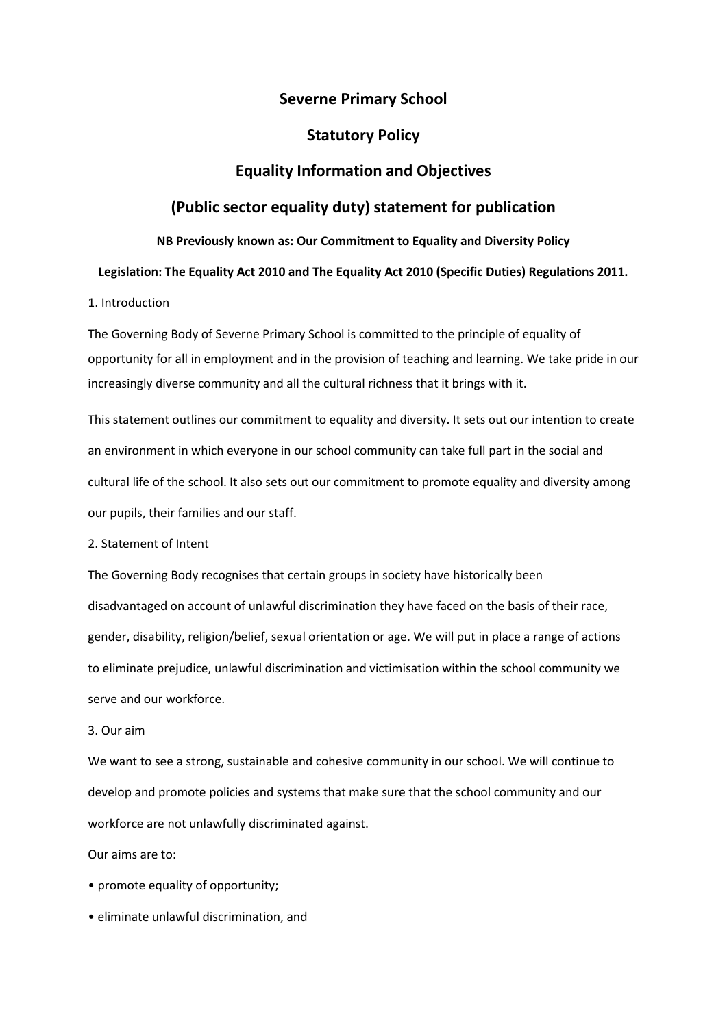# Severne Primary School

## Statutory Policy

## Equality Information and Objectives

## (Public sector equality duty) statement for publication

**NB Previously known as: Our Commitment to Equality and Diversity Policy**

**Legislation: The Equality Act 2010 and The Equality Act 2010 (Specific Duties) Regulations 2011.**

1. Introduction

The Governing Body of Severne Primary School is committed to the principle of equality of opportunity for all in employment and in the provision of teaching and learning. We take pride in our increasingly diverse community and all the cultural richness that it brings with it.

This statement outlines our commitment to equality and diversity. It sets out our intention to create an environment in which everyone in our school community can take full part in the social and cultural life of the school. It also sets out our commitment to promote equality and diversity among our pupils, their families and our staff.

2. Statement of Intent

The Governing Body recognises that certain groups in society have historically been disadvantaged on account of unlawful discrimination they have faced on the basis of their race, gender, disability, religion/belief, sexual orientation or age. We will put in place a range of actions to eliminate prejudice, unlawful discrimination and victimisation within the school community we serve and our workforce.

3. Our aim

We want to see a strong, sustainable and cohesive community in our school. We will continue to develop and promote policies and systems that make sure that the school community and our workforce are not unlawfully discriminated against.

Our aims are to:

- promote equality of opportunity;
- eliminate unlawful discrimination, and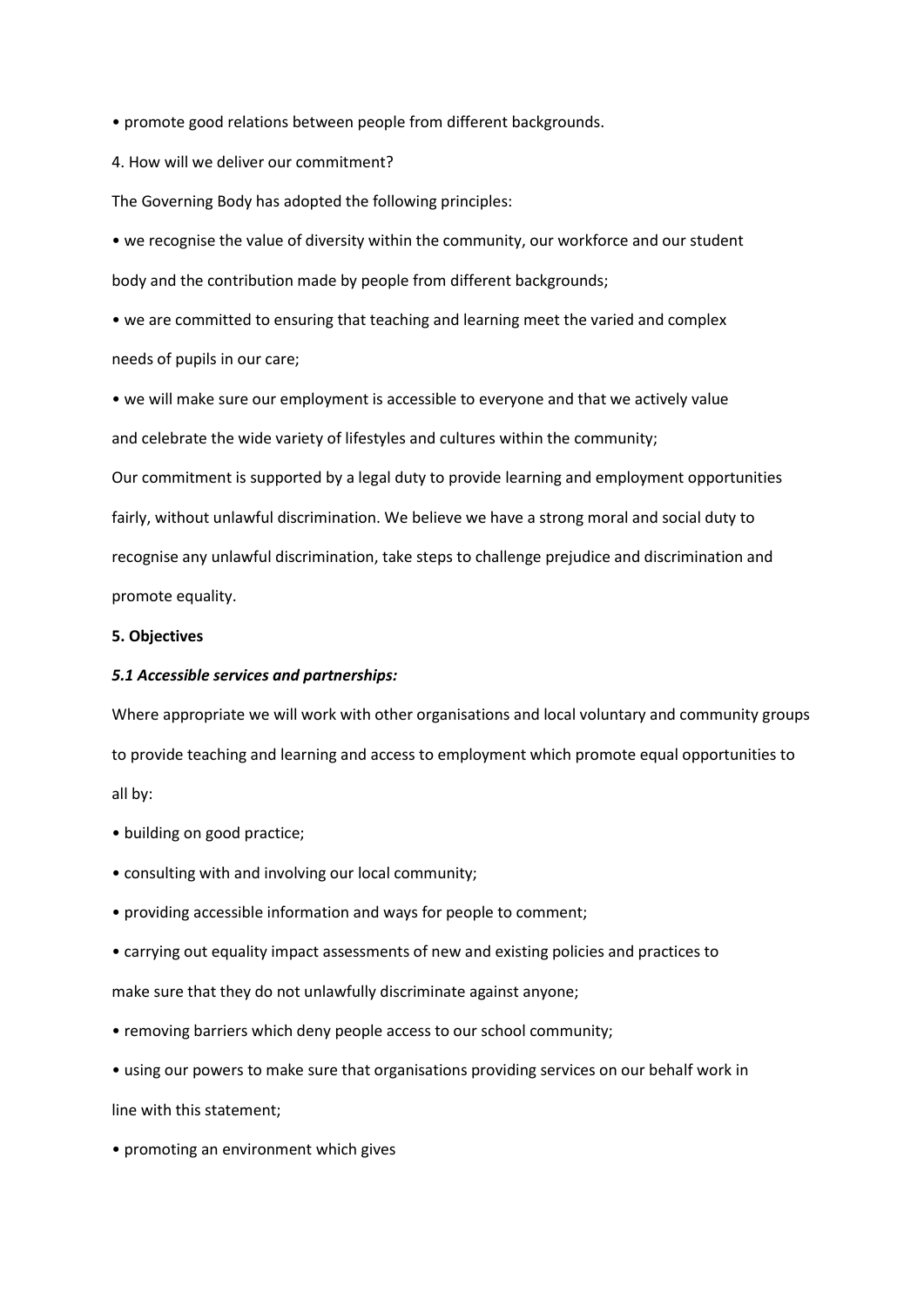- promote good relations between people from different backgrounds.

4. How will we deliver our commitment?

The Governing Body has adopted the following principles:

- we recognise the value of diversity within the community, our workforce and our student body and the contribution made by people from different backgrounds;
- we are committed to ensuring that teaching and learning meet the varied and complex needs of pupils in our care;
- we will make sure our employment is accessible to everyone and that we actively value and celebrate the wide variety of lifestyles and cultures within the community;

Our commitment is supported by a legal duty to provide learning and employment opportunities fairly, without unlawful discrimination. We believe we have a strong moral and social duty to recognise any unlawful discrimination, take steps to challenge prejudice and discrimination and promote equality.

**5. Objectives**

***5.1 Accessible services and partnerships:***

Where appropriate we will work with other organisations and local voluntary and community groups to provide teaching and learning and access to employment which promote equal opportunities to all by:

- building on good practice;
- consulting with and involving our local community;
- providing accessible information and ways for people to comment;
- carrying out equality impact assessments of new and existing policies and practices to make sure that they do not unlawfully discriminate against anyone;
- removing barriers which deny people access to our school community;
- using our powers to make sure that organisations providing services on our behalf work in line with this statement;
- promoting an environment which gives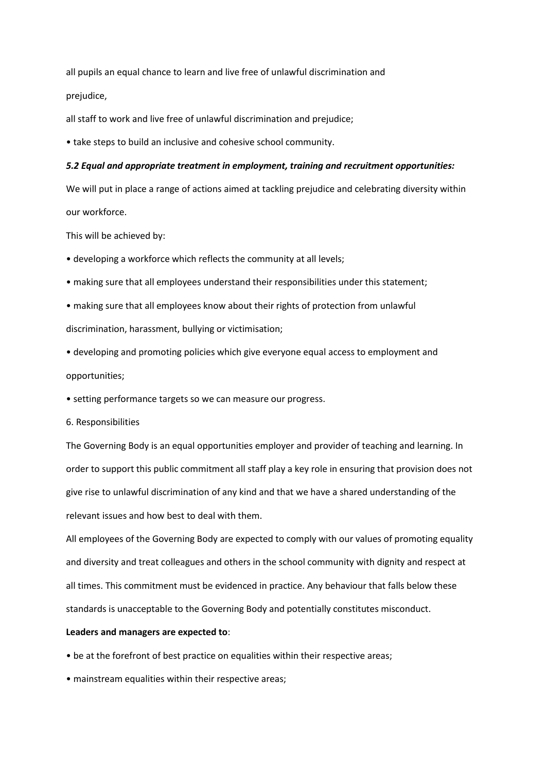all pupils an equal chance to learn and live free of unlawful discrimination and

prejudice,

all staff to work and live free of unlawful discrimination and prejudice;

• take steps to build an inclusive and cohesive school community.

***5.2 Equal and appropriate treatment in employment, training and recruitment opportunities:***

We will put in place a range of actions aimed at tackling prejudice and celebrating diversity within our workforce.

This will be achieved by:

• developing a workforce which reflects the community at all levels;

• making sure that all employees understand their responsibilities under this statement;

• making sure that all employees know about their rights of protection from unlawful discrimination, harassment, bullying or victimisation;

• developing and promoting policies which give everyone equal access to employment and opportunities;

• setting performance targets so we can measure our progress.

6. Responsibilities

The Governing Body is an equal opportunities employer and provider of teaching and learning. In order to support this public commitment all staff play a key role in ensuring that provision does not give rise to unlawful discrimination of any kind and that we have a shared understanding of the relevant issues and how best to deal with them.

All employees of the Governing Body are expected to comply with our values of promoting equality and diversity and treat colleagues and others in the school community with dignity and respect at all times. This commitment must be evidenced in practice. Any behaviour that falls below these standards is unacceptable to the Governing Body and potentially constitutes misconduct.

**Leaders and managers are expected to**:

• be at the forefront of best practice on equalities within their respective areas;

• mainstream equalities within their respective areas;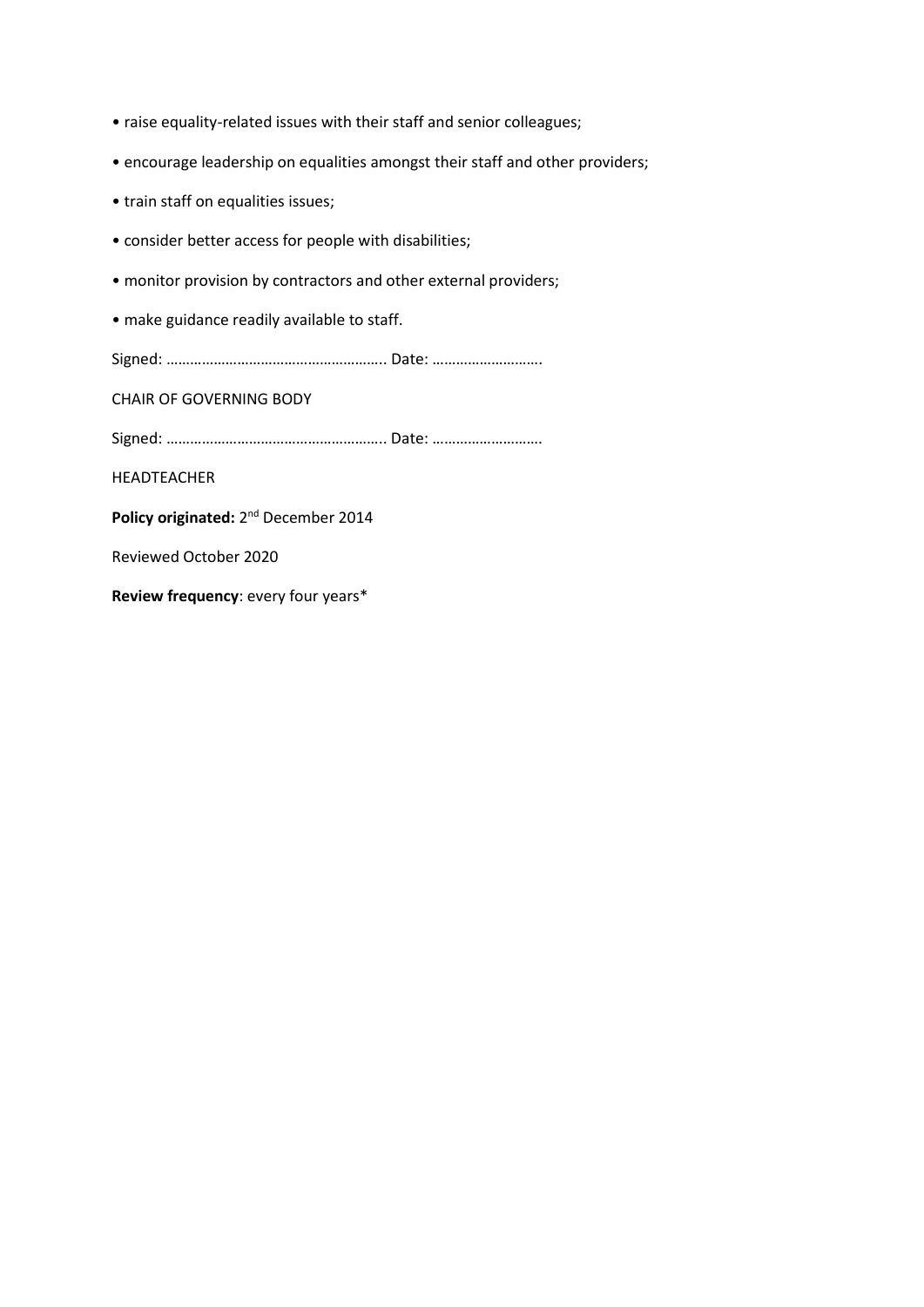- raise equality-related issues with their staff and senior colleagues;
- encourage leadership on equalities amongst their staff and other providers;
- train staff on equalities issues;
- consider better access for people with disabilities;
- monitor provision by contractors and other external providers;
- make guidance readily available to staff.

Signed: ……………………………………………….. Date: ……………………….

CHAIR OF GOVERNING BODY

Signed: ……………………………………………….. Date: ……………………….

HEADTEACHER

**Policy originated:** 2nd December 2014

Reviewed October 2020

**Review frequency**: every four years*